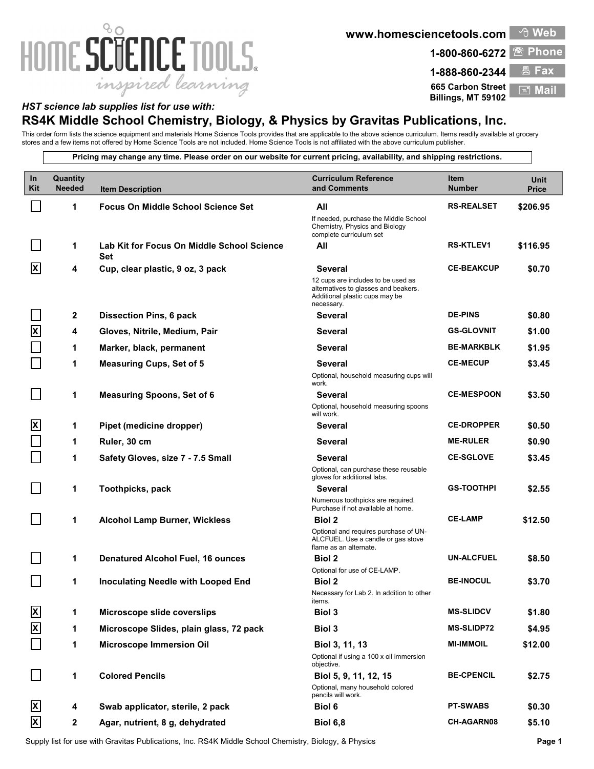# HOME SCIENCE TOOLS
*inspired learning*

www.homesciencetools.com — Web
1-800-860-6272 — Phone
1-888-860-2344 — Fax
665 Carbon Street, Billings, MT 59102 — Mail

*HST science lab supplies list for use with:*

## RS4K Middle School Chemistry, Biology, & Physics by Gravitas Publications, Inc.

This order form lists the science equipment and materials Home Science Tools provides that are applicable to the above science curriculum. Items readily available at grocery stores and a few items not offered by Home Science Tools are not included. Home Science Tools is not affiliated with the above curriculum publisher.

**Pricing may change any time. Please order on our website for current pricing, availability, and shipping restrictions.**

| In Kit | Quantity Needed | Item Description | Curriculum Reference and Comments | Item Number | Unit Price |
|---|---|---|---|---|---|
| [ ] | 1 | **Focus On Middle School Science Set** | **All** If needed, purchase the Middle School Chemistry, Physics and Biology complete curriculum set | RS-REALSET | $206.95 |
| [ ] | 1 | **Lab Kit for Focus On Middle School Science Set** | **All** | RS-KTLEV1 | $116.95 |
| [X] | 4 | **Cup, clear plastic, 9 oz, 3 pack** | **Several** 12 cups are includes to be used as alternatives to glasses and beakers. Additional plastic cups may be necessary. | CE-BEAKCUP | $0.70 |
| [ ] | 2 | **Dissection Pins, 6 pack** | **Several** | DE-PINS | $0.80 |
| [X] | 4 | **Gloves, Nitrile, Medium, Pair** | **Several** | GS-GLOVNIT | $1.00 |
| [ ] | 1 | **Marker, black, permanent** | **Several** | BE-MARKBLK | $1.95 |
| [ ] | 1 | **Measuring Cups, Set of 5** | **Several** Optional, household measuring cups will work. | CE-MECUP | $3.45 |
| [ ] | 1 | **Measuring Spoons, Set of 6** | **Several** Optional, household measuring spoons will work. | CE-MESPOON | $3.50 |
| [X] | 1 | **Pipet (medicine dropper)** | **Several** | CE-DROPPER | $0.50 |
| [ ] | 1 | **Ruler, 30 cm** | **Several** | ME-RULER | $0.90 |
| [ ] | 1 | **Safety Gloves, size 7 - 7.5 Small** | **Several** Optional, can purchase these reusable gloves for additional labs. | CE-SGLOVE | $3.45 |
| [ ] | 1 | **Toothpicks, pack** | **Several** Numerous toothpicks are required. Purchase if not available at home. | GS-TOOTHPI | $2.55 |
| [ ] | 1 | **Alcohol Lamp Burner, Wickless** | **Biol 2** Optional and requires purchase of UN-ALCFUEL. Use a candle or gas stove flame as an alternate. | CE-LAMP | $12.50 |
| [ ] | 1 | **Denatured Alcohol Fuel, 16 ounces** | **Biol 2** Optional for use of CE-LAMP. | UN-ALCFUEL | $8.50 |
| [ ] | 1 | **Inoculating Needle with Looped End** | **Biol 2** Necessary for Lab 2. In addition to other items. | BE-INOCUL | $3.70 |
| [X] | 1 | **Microscope slide coverslips** | **Biol 3** | MS-SLIDCV | $1.80 |
| [X] | 1 | **Microscope Slides, plain glass, 72 pack** | **Biol 3** | MS-SLIDP72 | $4.95 |
| [ ] | 1 | **Microscope Immersion Oil** | **Biol 3, 11, 13** Optional if using a 100 x oil immersion objective. | MI-IMMOIL | $12.00 |
| [ ] | 1 | **Colored Pencils** | **Biol 5, 9, 11, 12, 15** Optional, many household colored pencils will work. | BE-CPENCIL | $2.75 |
| [X] | 4 | **Swab applicator, sterile, 2 pack** | **Biol 6** | PT-SWABS | $0.30 |
| [X] | 2 | **Agar, nutrient, 8 g, dehydrated** | **Biol 6,8** | CH-AGARN08 | $5.10 |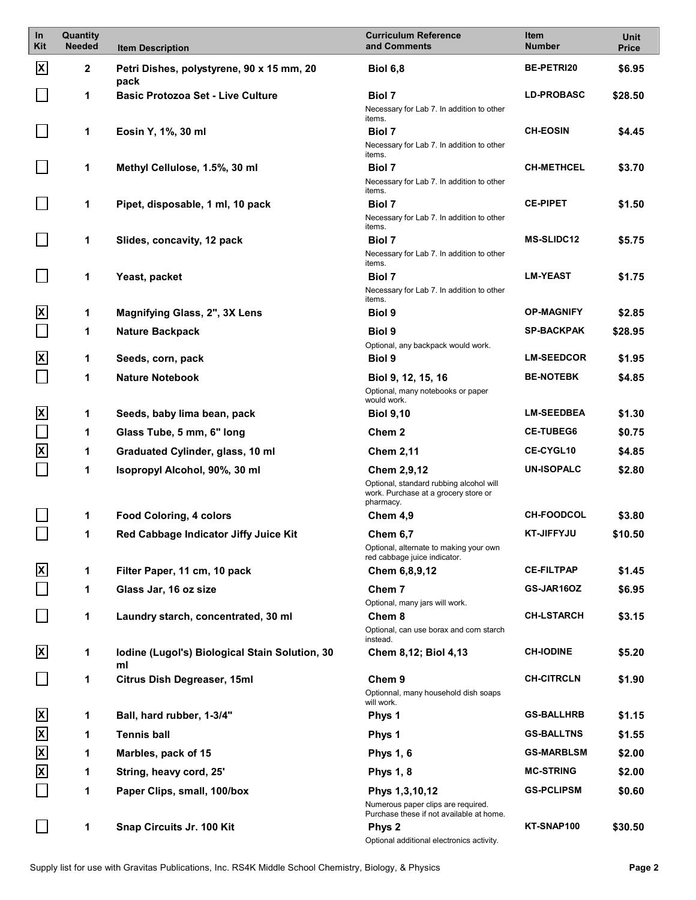| In Kit | Quantity Needed | Item Description | Curriculum Reference and Comments | Item Number | Unit Price |
|---|---|---|---|---|---|
| [X] | 2 | **Petri Dishes, polystyrene, 90 x 15 mm, 20 pack** | **Biol 6,8** | BE-PETRI20 | $6.95 |
| [ ] | 1 | **Basic Protozoa Set - Live Culture** | **Biol 7** Necessary for Lab 7. In addition to other items. | LD-PROBASC | $28.50 |
| [ ] | 1 | **Eosin Y, 1%, 30 ml** | **Biol 7** Necessary for Lab 7. In addition to other items. | CH-EOSIN | $4.45 |
| [ ] | 1 | **Methyl Cellulose, 1.5%, 30 ml** | **Biol 7** Necessary for Lab 7. In addition to other items. | CH-METHCEL | $3.70 |
| [ ] | 1 | **Pipet, disposable, 1 ml, 10 pack** | **Biol 7** Necessary for Lab 7. In addition to other items. | CE-PIPET | $1.50 |
| [ ] | 1 | **Slides, concavity, 12 pack** | **Biol 7** Necessary for Lab 7. In addition to other items. | MS-SLIDC12 | $5.75 |
| [ ] | 1 | **Yeast, packet** | **Biol 7** Necessary for Lab 7. In addition to other items. | LM-YEAST | $1.75 |
| [X] | 1 | **Magnifying Glass, 2", 3X Lens** | **Biol 9** | OP-MAGNIFY | $2.85 |
| [ ] | 1 | **Nature Backpack** | **Biol 9** Optional, any backpack would work. | SP-BACKPAK | $28.95 |
| [X] | 1 | **Seeds, corn, pack** | **Biol 9** | LM-SEEDCOR | $1.95 |
| [ ] | 1 | **Nature Notebook** | **Biol 9, 12, 15, 16** Optional, many notebooks or paper would work. | BE-NOTEBK | $4.85 |
| [X] | 1 | **Seeds, baby lima bean, pack** | **Biol 9,10** | LM-SEEDBEA | $1.30 |
| [ ] | 1 | **Glass Tube, 5 mm, 6" long** | **Chem 2** | CE-TUBEG6 | $0.75 |
| [X] | 1 | **Graduated Cylinder, glass, 10 ml** | **Chem 2,11** | CE-CYGL10 | $4.85 |
| [ ] | 1 | **Isopropyl Alcohol, 90%, 30 ml** | **Chem 2,9,12** Optional, standard rubbing alcohol will work. Purchase at a grocery store or pharmacy. | UN-ISOPALC | $2.80 |
| [ ] | 1 | **Food Coloring, 4 colors** | **Chem 4,9** | CH-FOODCOL | $3.80 |
| [ ] | 1 | **Red Cabbage Indicator Jiffy Juice Kit** | **Chem 6,7** Optional, alternate to making your own red cabbage juice indicator. | KT-JIFFYJU | $10.50 |
| [X] | 1 | **Filter Paper, 11 cm, 10 pack** | **Chem 6,8,9,12** | CE-FILTPAP | $1.45 |
| [ ] | 1 | **Glass Jar, 16 oz size** | **Chem 7** Optional, many jars will work. | GS-JAR16OZ | $6.95 |
| [ ] | 1 | **Laundry starch, concentrated, 30 ml** | **Chem 8** Optional, can use borax and corn starch instead. | CH-LSTARCH | $3.15 |
| [X] | 1 | **Iodine (Lugol's) Biological Stain Solution, 30 ml** | **Chem 8,12; Biol 4,13** | CH-IODINE | $5.20 |
| [ ] | 1 | **Citrus Dish Degreaser, 15ml** | **Chem 9** Optionnal, many household dish soaps will work. | CH-CITRCLN | $1.90 |
| [X] | 1 | **Ball, hard rubber, 1-3/4"** | **Phys 1** | GS-BALLHRB | $1.15 |
| [X] | 1 | **Tennis ball** | **Phys 1** | GS-BALLTNS | $1.55 |
| [X] | 1 | **Marbles, pack of 15** | **Phys 1, 6** | GS-MARBLSM | $2.00 |
| [X] | 1 | **String, heavy cord, 25'** | **Phys 1, 8** | MC-STRING | $2.00 |
| [ ] | 1 | **Paper Clips, small, 100/box** | **Phys 1,3,10,12** Numerous paper clips are required. Purchase these if not available at home. | GS-PCLIPSM | $0.60 |
| [ ] | 1 | **Snap Circuits Jr. 100 Kit** | **Phys 2** Optional additional electronics activity. | KT-SNAP100 | $30.50 |

Supply list for use with Gravitas Publications, Inc. RS4K Middle School Chemistry, Biology, & Physics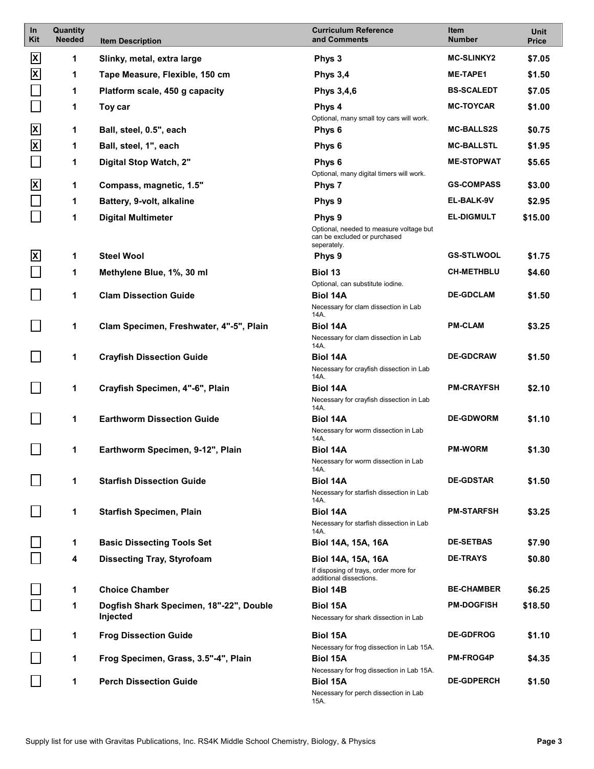| In Kit | Quantity Needed | Item Description | Curriculum Reference and Comments | Item Number | Unit Price |
|---|---|---|---|---|---|
| X | 1 | **Slinky, metal, extra large** | **Phys 3** | **MC-SLINKY2** | **$7.05** |
| X | 1 | **Tape Measure, Flexible, 150 cm** | **Phys 3,4** | **ME-TAPE1** | **$1.50** |
| | 1 | **Platform scale, 450 g capacity** | **Phys 3,4,6** | **BS-SCALEDT** | **$7.05** |
| | 1 | **Toy car** | **Phys 4** Optional, many small toy cars will work. | **MC-TOYCAR** | **$1.00** |
| X | 1 | **Ball, steel, 0.5", each** | **Phys 6** | **MC-BALLS2S** | **$0.75** |
| X | 1 | **Ball, steel, 1", each** | **Phys 6** | **MC-BALLSTL** | **$1.95** |
| | 1 | **Digital Stop Watch, 2"** | **Phys 6** Optional, many digital timers will work. | **ME-STOPWAT** | **$5.65** |
| X | 1 | **Compass, magnetic, 1.5"** | **Phys 7** | **GS-COMPASS** | **$3.00** |
| | 1 | **Battery, 9-volt, alkaline** | **Phys 9** | **EL-BALK-9V** | **$2.95** |
| | 1 | **Digital Multimeter** | **Phys 9** Optional, needed to measure voltage but can be excluded or purchased seperately. | **EL-DIGMULT** | **$15.00** |
| X | 1 | **Steel Wool** | **Phys 9** | **GS-STLWOOL** | **$1.75** |
| | 1 | **Methylene Blue, 1%, 30 ml** | **Biol 13** Optional, can substitute iodine. | **CH-METHBLU** | **$4.60** |
| | 1 | **Clam Dissection Guide** | **Biol 14A** Necessary for clam dissection in Lab 14A. | **DE-GDCLAM** | **$1.50** |
| | 1 | **Clam Specimen, Freshwater, 4"-5", Plain** | **Biol 14A** Necessary for clam dissection in Lab 14A. | **PM-CLAM** | **$3.25** |
| | 1 | **Crayfish Dissection Guide** | **Biol 14A** Necessary for crayfish dissection in Lab 14A. | **DE-GDCRAW** | **$1.50** |
| | 1 | **Crayfish Specimen, 4"-6", Plain** | **Biol 14A** Necessary for crayfish dissection in Lab 14A. | **PM-CRAYFSH** | **$2.10** |
| | 1 | **Earthworm Dissection Guide** | **Biol 14A** Necessary for worm dissection in Lab 14A. | **DE-GDWORM** | **$1.10** |
| | 1 | **Earthworm Specimen, 9-12", Plain** | **Biol 14A** Necessary for worm dissection in Lab 14A. | **PM-WORM** | **$1.30** |
| | 1 | **Starfish Dissection Guide** | **Biol 14A** Necessary for starfish dissection in Lab 14A. | **DE-GDSTAR** | **$1.50** |
| | 1 | **Starfish Specimen, Plain** | **Biol 14A** Necessary for starfish dissection in Lab 14A. | **PM-STARFSH** | **$3.25** |
| | 1 | **Basic Dissecting Tools Set** | **Biol 14A, 15A, 16A** | **DE-SETBAS** | **$7.90** |
| | 4 | **Dissecting Tray, Styrofoam** | **Biol 14A, 15A, 16A** If disposing of trays, order more for additional dissections. | **DE-TRAYS** | **$0.80** |
| | 1 | **Choice Chamber** | **Biol 14B** | **BE-CHAMBER** | **$6.25** |
| | 1 | **Dogfish Shark Specimen, 18"-22", Double Injected** | **Biol 15A** Necessary for shark dissection in Lab | **PM-DOGFISH** | **$18.50** |
| | 1 | **Frog Dissection Guide** | **Biol 15A** Necessary for frog dissection in Lab 15A. | **DE-GDFROG** | **$1.10** |
| | 1 | **Frog Specimen, Grass, 3.5"-4", Plain** | **Biol 15A** Necessary for frog dissection in Lab 15A. | **PM-FROG4P** | **$4.35** |
| | 1 | **Perch Dissection Guide** | **Biol 15A** Necessary for perch dissection in Lab 15A. | **DE-GDPERCH** | **$1.50** |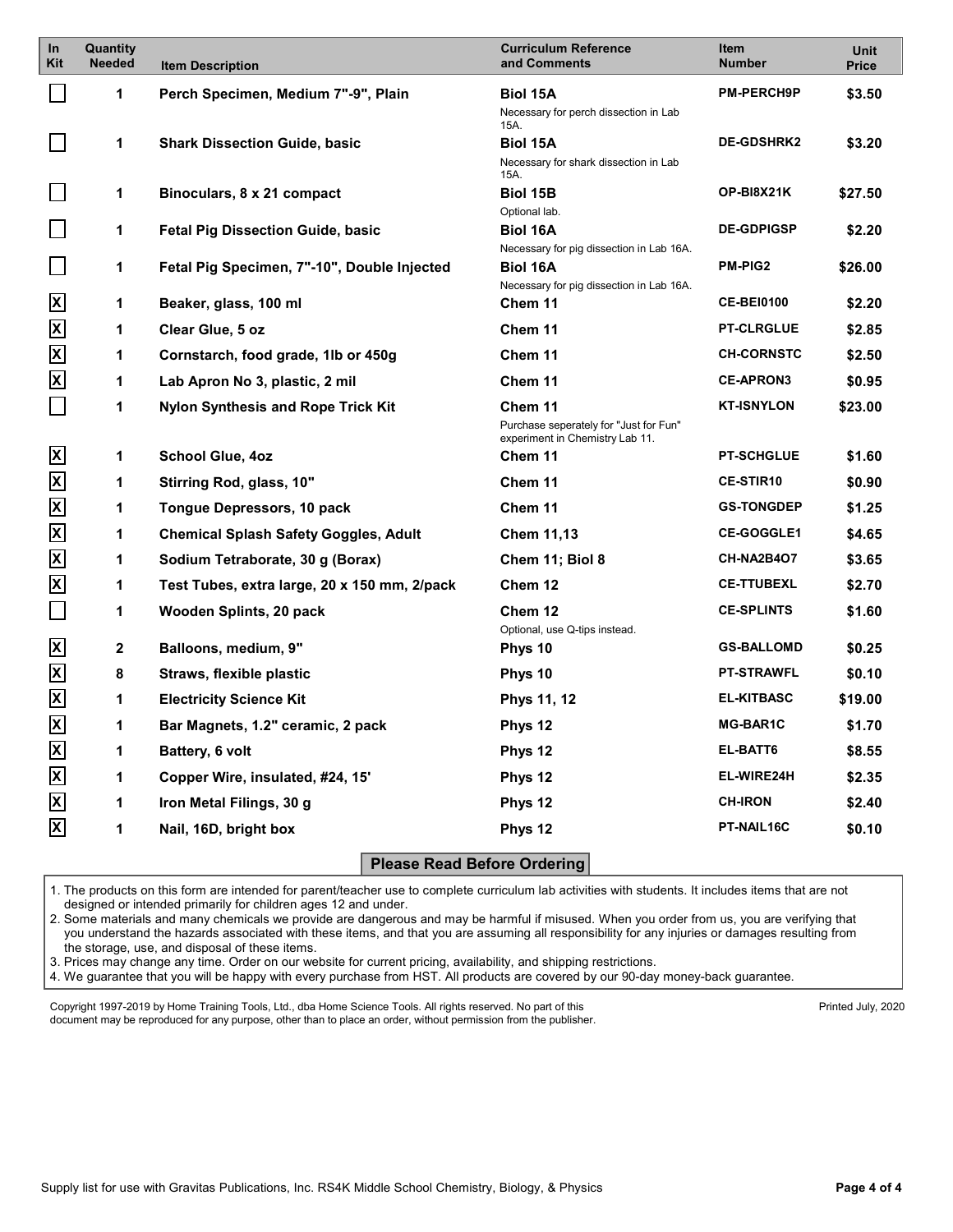| In Kit | Quantity Needed | Item Description | Curriculum Reference and Comments | Item Number | Unit Price |
|---|---|---|---|---|---|
| ☐ | 1 | **Perch Specimen, Medium 7"-9", Plain** | **Biol 15A** Necessary for perch dissection in Lab 15A. | **PM-PERCH9P** | **$3.50** |
| ☐ | 1 | **Shark Dissection Guide, basic** | **Biol 15A** Necessary for shark dissection in Lab 15A. | **DE-GDSHRK2** | **$3.20** |
| ☐ | 1 | **Binoculars, 8 x 21 compact** | **Biol 15B** Optional lab. | **OP-BI8X21K** | **$27.50** |
| ☐ | 1 | **Fetal Pig Dissection Guide, basic** | **Biol 16A** Necessary for pig dissection in Lab 16A. | **DE-GDPIGSP** | **$2.20** |
| ☐ | 1 | **Fetal Pig Specimen, 7"-10", Double Injected** | **Biol 16A** Necessary for pig dissection in Lab 16A. | **PM-PIG2** | **$26.00** |
| X | 1 | **Beaker, glass, 100 ml** | **Chem 11** | **CE-BEI0100** | **$2.20** |
| X | 1 | **Clear Glue, 5 oz** | **Chem 11** | **PT-CLRGLUE** | **$2.85** |
| X | 1 | **Cornstarch, food grade, 1lb or 450g** | **Chem 11** | **CH-CORNSTC** | **$2.50** |
| X | 1 | **Lab Apron No 3, plastic, 2 mil** | **Chem 11** | **CE-APRON3** | **$0.95** |
| ☐ | 1 | **Nylon Synthesis and Rope Trick Kit** | **Chem 11** Purchase seperately for "Just for Fun" experiment in Chemistry Lab 11. | **KT-ISNYLON** | **$23.00** |
| X | 1 | **School Glue, 4oz** | **Chem 11** | **PT-SCHGLUE** | **$1.60** |
| X | 1 | **Stirring Rod, glass, 10"** | **Chem 11** | **CE-STIR10** | **$0.90** |
| X | 1 | **Tongue Depressors, 10 pack** | **Chem 11** | **GS-TONGDEP** | **$1.25** |
| X | 1 | **Chemical Splash Safety Goggles, Adult** | **Chem 11,13** | **CE-GOGGLE1** | **$4.65** |
| X | 1 | **Sodium Tetraborate, 30 g (Borax)** | **Chem 11; Biol 8** | **CH-NA2B4O7** | **$3.65** |
| X | 1 | **Test Tubes, extra large, 20 x 150 mm, 2/pack** | **Chem 12** | **CE-TTUBEXL** | **$2.70** |
| ☐ | 1 | **Wooden Splints, 20 pack** | **Chem 12** Optional, use Q-tips instead. | **CE-SPLINTS** | **$1.60** |
| X | 2 | **Balloons, medium, 9"** | **Phys 10** | **GS-BALLOMD** | **$0.25** |
| X | 8 | **Straws, flexible plastic** | **Phys 10** | **PT-STRAWFL** | **$0.10** |
| X | 1 | **Electricity Science Kit** | **Phys 11, 12** | **EL-KITBASC** | **$19.00** |
| X | 1 | **Bar Magnets, 1.2" ceramic, 2 pack** | **Phys 12** | **MG-BAR1C** | **$1.70** |
| X | 1 | **Battery, 6 volt** | **Phys 12** | **EL-BATT6** | **$8.55** |
| X | 1 | **Copper Wire, insulated, #24, 15'** | **Phys 12** | **EL-WIRE24H** | **$2.35** |
| X | 1 | **Iron Metal Filings, 30 g** | **Phys 12** | **CH-IRON** | **$2.40** |
| X | 1 | **Nail, 16D, bright box** | **Phys 12** | **PT-NAIL16C** | **$0.10** |

## Please Read Before Ordering

1. The products on this form are intended for parent/teacher use to complete curriculum lab activities with students. It includes items that are not designed or intended primarily for children ages 12 and under.
2. Some materials and many chemicals we provide are dangerous and may be harmful if misused. When you order from us, you are verifying that you understand the hazards associated with these items, and that you are assuming all responsibility for any injuries or damages resulting from the storage, use, and disposal of these items.
3. Prices may change any time. Order on our website for current pricing, availability, and shipping restrictions.
4. We guarantee that you will be happy with every purchase from HST. All products are covered by our 90-day money-back guarantee.

Copyright 1997-2019 by Home Training Tools, Ltd., dba Home Science Tools. All rights reserved. No part of this document may be reproduced for any purpose, other than to place an order, without permission from the publisher.

Printed July, 2020

Supply list for use with Gravitas Publications, Inc. RS4K Middle School Chemistry, Biology, & Physics